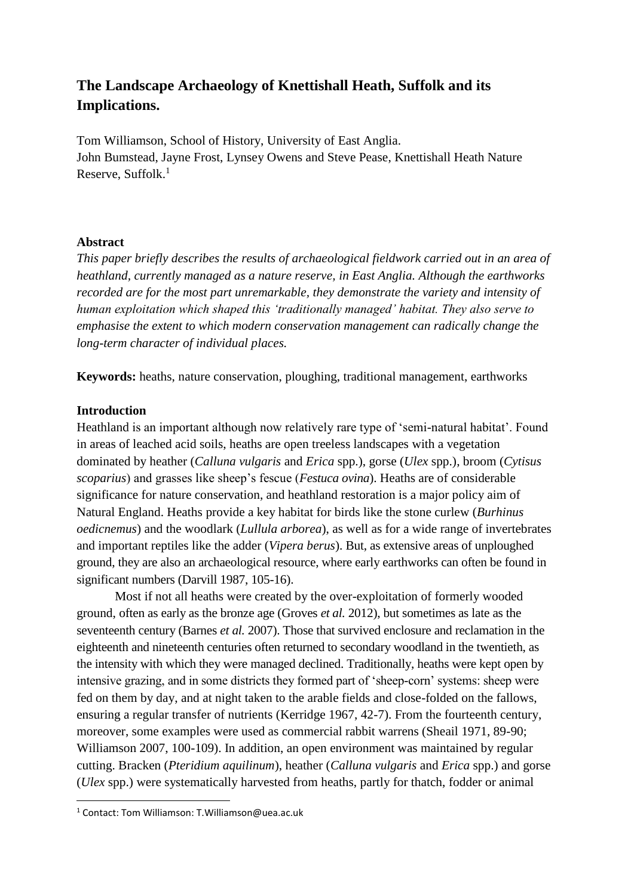# The Landscape Archaeology of Knettishall Heath, Suffolk and its Implications.

Tom Williamson, School of History, University of East Anglia.
John Bumstead, Jayne Frost, Lynsey Owens and Steve Pease, Knettishall Heath Nature Reserve, Suffolk.[1]

## Abstract

*This paper briefly describes the results of archaeological fieldwork carried out in an area of heathland, currently managed as a nature reserve, in East Anglia. Although the earthworks recorded are for the most part unremarkable, they demonstrate the variety and intensity of human exploitation which shaped this 'traditionally managed' habitat. They also serve to emphasise the extent to which modern conservation management can radically change the long-term character of individual places.*

**Keywords:** heaths, nature conservation, ploughing, traditional management, earthworks

## Introduction

Heathland is an important although now relatively rare type of 'semi-natural habitat'. Found in areas of leached acid soils, heaths are open treeless landscapes with a vegetation dominated by heather (*Calluna vulgaris* and *Erica* spp.), gorse (*Ulex* spp.), broom (*Cytisus scoparius*) and grasses like sheep's fescue (*Festuca ovina*). Heaths are of considerable significance for nature conservation, and heathland restoration is a major policy aim of Natural England. Heaths provide a key habitat for birds like the stone curlew (*Burhinus oedicnemus*) and the woodlark (*Lullula arborea*), as well as for a wide range of invertebrates and important reptiles like the adder (*Vipera berus*). But, as extensive areas of unploughed ground, they are also an archaeological resource, where early earthworks can often be found in significant numbers (Darvill 1987, 105-16).

Most if not all heaths were created by the over-exploitation of formerly wooded ground, often as early as the bronze age (Groves *et al.* 2012), but sometimes as late as the seventeenth century (Barnes *et al.* 2007). Those that survived enclosure and reclamation in the eighteenth and nineteenth centuries often returned to secondary woodland in the twentieth, as the intensity with which they were managed declined. Traditionally, heaths were kept open by intensive grazing, and in some districts they formed part of 'sheep-corn' systems: sheep were fed on them by day, and at night taken to the arable fields and close-folded on the fallows, ensuring a regular transfer of nutrients (Kerridge 1967, 42-7). From the fourteenth century, moreover, some examples were used as commercial rabbit warrens (Sheail 1971, 89-90; Williamson 2007, 100-109). In addition, an open environment was maintained by regular cutting. Bracken (*Pteridium aquilinum*), heather (*Calluna vulgaris* and *Erica* spp.) and gorse (*Ulex* spp.) were systematically harvested from heaths, partly for thatch, fodder or animal

[1] Contact: Tom Williamson: T.Williamson@uea.ac.uk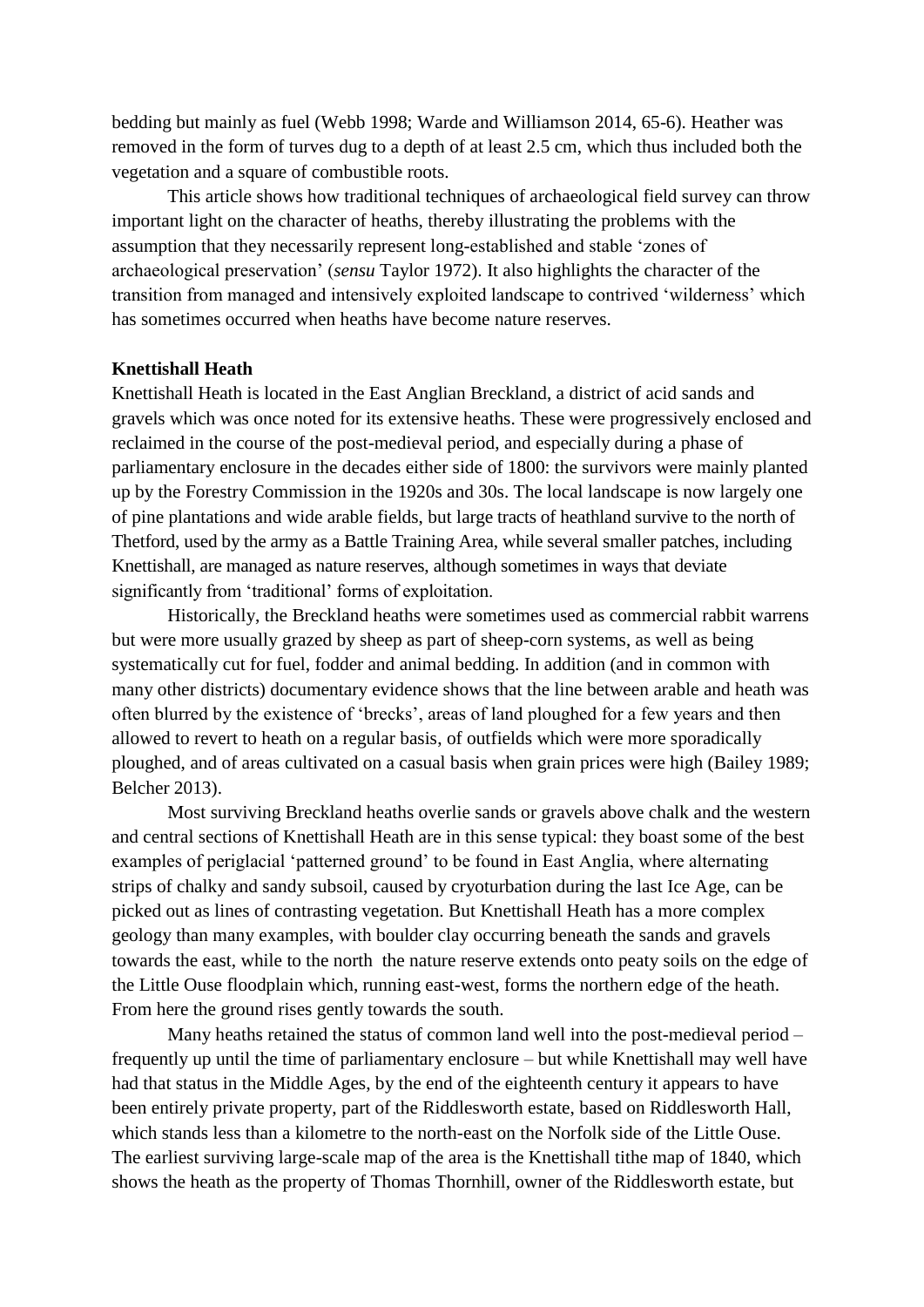bedding but mainly as fuel (Webb 1998; Warde and Williamson 2014, 65-6). Heather was removed in the form of turves dug to a depth of at least 2.5 cm, which thus included both the vegetation and a square of combustible roots.

This article shows how traditional techniques of archaeological field survey can throw important light on the character of heaths, thereby illustrating the problems with the assumption that they necessarily represent long-established and stable 'zones of archaeological preservation' (*sensu* Taylor 1972). It also highlights the character of the transition from managed and intensively exploited landscape to contrived 'wilderness' which has sometimes occurred when heaths have become nature reserves.

**Knettishall Heath**

Knettishall Heath is located in the East Anglian Breckland, a district of acid sands and gravels which was once noted for its extensive heaths. These were progressively enclosed and reclaimed in the course of the post-medieval period, and especially during a phase of parliamentary enclosure in the decades either side of 1800: the survivors were mainly planted up by the Forestry Commission in the 1920s and 30s. The local landscape is now largely one of pine plantations and wide arable fields, but large tracts of heathland survive to the north of Thetford, used by the army as a Battle Training Area, while several smaller patches, including Knettishall, are managed as nature reserves, although sometimes in ways that deviate significantly from 'traditional' forms of exploitation.

Historically, the Breckland heaths were sometimes used as commercial rabbit warrens but were more usually grazed by sheep as part of sheep-corn systems, as well as being systematically cut for fuel, fodder and animal bedding. In addition (and in common with many other districts) documentary evidence shows that the line between arable and heath was often blurred by the existence of 'brecks', areas of land ploughed for a few years and then allowed to revert to heath on a regular basis, of outfields which were more sporadically ploughed, and of areas cultivated on a casual basis when grain prices were high (Bailey 1989; Belcher 2013).

Most surviving Breckland heaths overlie sands or gravels above chalk and the western and central sections of Knettishall Heath are in this sense typical: they boast some of the best examples of periglacial 'patterned ground' to be found in East Anglia, where alternating strips of chalky and sandy subsoil, caused by cryoturbation during the last Ice Age, can be picked out as lines of contrasting vegetation. But Knettishall Heath has a more complex geology than many examples, with boulder clay occurring beneath the sands and gravels towards the east, while to the north the nature reserve extends onto peaty soils on the edge of the Little Ouse floodplain which, running east-west, forms the northern edge of the heath. From here the ground rises gently towards the south.

Many heaths retained the status of common land well into the post-medieval period – frequently up until the time of parliamentary enclosure – but while Knettishall may well have had that status in the Middle Ages, by the end of the eighteenth century it appears to have been entirely private property, part of the Riddlesworth estate, based on Riddlesworth Hall, which stands less than a kilometre to the north-east on the Norfolk side of the Little Ouse. The earliest surviving large-scale map of the area is the Knettishall tithe map of 1840, which shows the heath as the property of Thomas Thornhill, owner of the Riddlesworth estate, but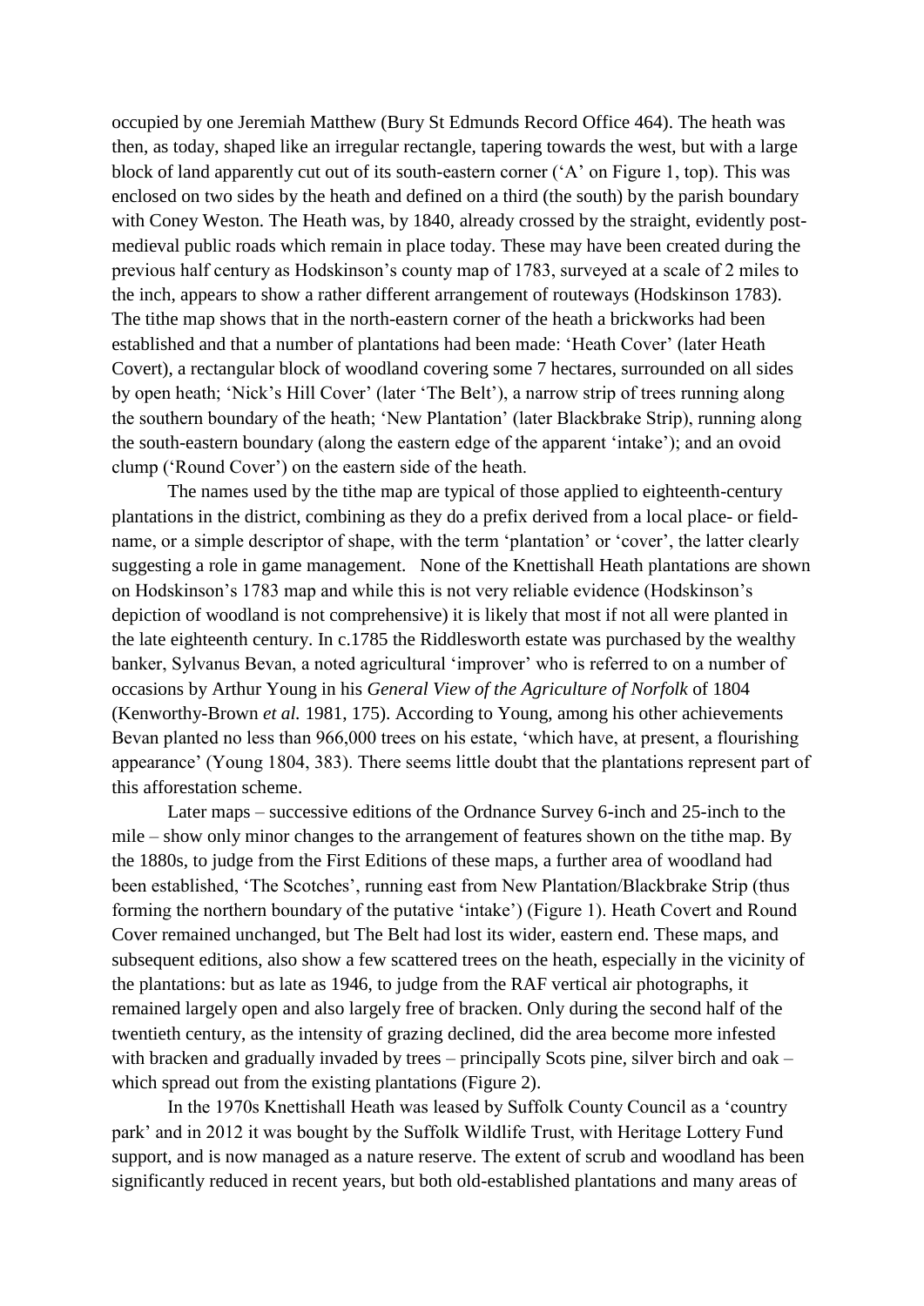occupied by one Jeremiah Matthew (Bury St Edmunds Record Office 464). The heath was then, as today, shaped like an irregular rectangle, tapering towards the west, but with a large block of land apparently cut out of its south-eastern corner ('A' on Figure 1, top). This was enclosed on two sides by the heath and defined on a third (the south) by the parish boundary with Coney Weston. The Heath was, by 1840, already crossed by the straight, evidently post-medieval public roads which remain in place today. These may have been created during the previous half century as Hodskinson's county map of 1783, surveyed at a scale of 2 miles to the inch, appears to show a rather different arrangement of routeways (Hodskinson 1783). The tithe map shows that in the north-eastern corner of the heath a brickworks had been established and that a number of plantations had been made: 'Heath Cover' (later Heath Covert), a rectangular block of woodland covering some 7 hectares, surrounded on all sides by open heath; 'Nick's Hill Cover' (later 'The Belt'), a narrow strip of trees running along the southern boundary of the heath; 'New Plantation' (later Blackbrake Strip), running along the south-eastern boundary (along the eastern edge of the apparent 'intake'); and an ovoid clump ('Round Cover') on the eastern side of the heath.

The names used by the tithe map are typical of those applied to eighteenth-century plantations in the district, combining as they do a prefix derived from a local place- or field-name, or a simple descriptor of shape, with the term 'plantation' or 'cover', the latter clearly suggesting a role in game management. None of the Knettishall Heath plantations are shown on Hodskinson's 1783 map and while this is not very reliable evidence (Hodskinson's depiction of woodland is not comprehensive) it is likely that most if not all were planted in the late eighteenth century. In c.1785 the Riddlesworth estate was purchased by the wealthy banker, Sylvanus Bevan, a noted agricultural 'improver' who is referred to on a number of occasions by Arthur Young in his *General View of the Agriculture of Norfolk* of 1804 (Kenworthy-Brown *et al.* 1981, 175). According to Young, among his other achievements Bevan planted no less than 966,000 trees on his estate, 'which have, at present, a flourishing appearance' (Young 1804, 383). There seems little doubt that the plantations represent part of this afforestation scheme.

Later maps – successive editions of the Ordnance Survey 6-inch and 25-inch to the mile – show only minor changes to the arrangement of features shown on the tithe map. By the 1880s, to judge from the First Editions of these maps, a further area of woodland had been established, 'The Scotches', running east from New Plantation/Blackbrake Strip (thus forming the northern boundary of the putative 'intake') (Figure 1). Heath Covert and Round Cover remained unchanged, but The Belt had lost its wider, eastern end. These maps, and subsequent editions, also show a few scattered trees on the heath, especially in the vicinity of the plantations: but as late as 1946, to judge from the RAF vertical air photographs, it remained largely open and also largely free of bracken. Only during the second half of the twentieth century, as the intensity of grazing declined, did the area become more infested with bracken and gradually invaded by trees – principally Scots pine, silver birch and oak – which spread out from the existing plantations (Figure 2).

In the 1970s Knettishall Heath was leased by Suffolk County Council as a 'country park' and in 2012 it was bought by the Suffolk Wildlife Trust, with Heritage Lottery Fund support, and is now managed as a nature reserve. The extent of scrub and woodland has been significantly reduced in recent years, but both old-established plantations and many areas of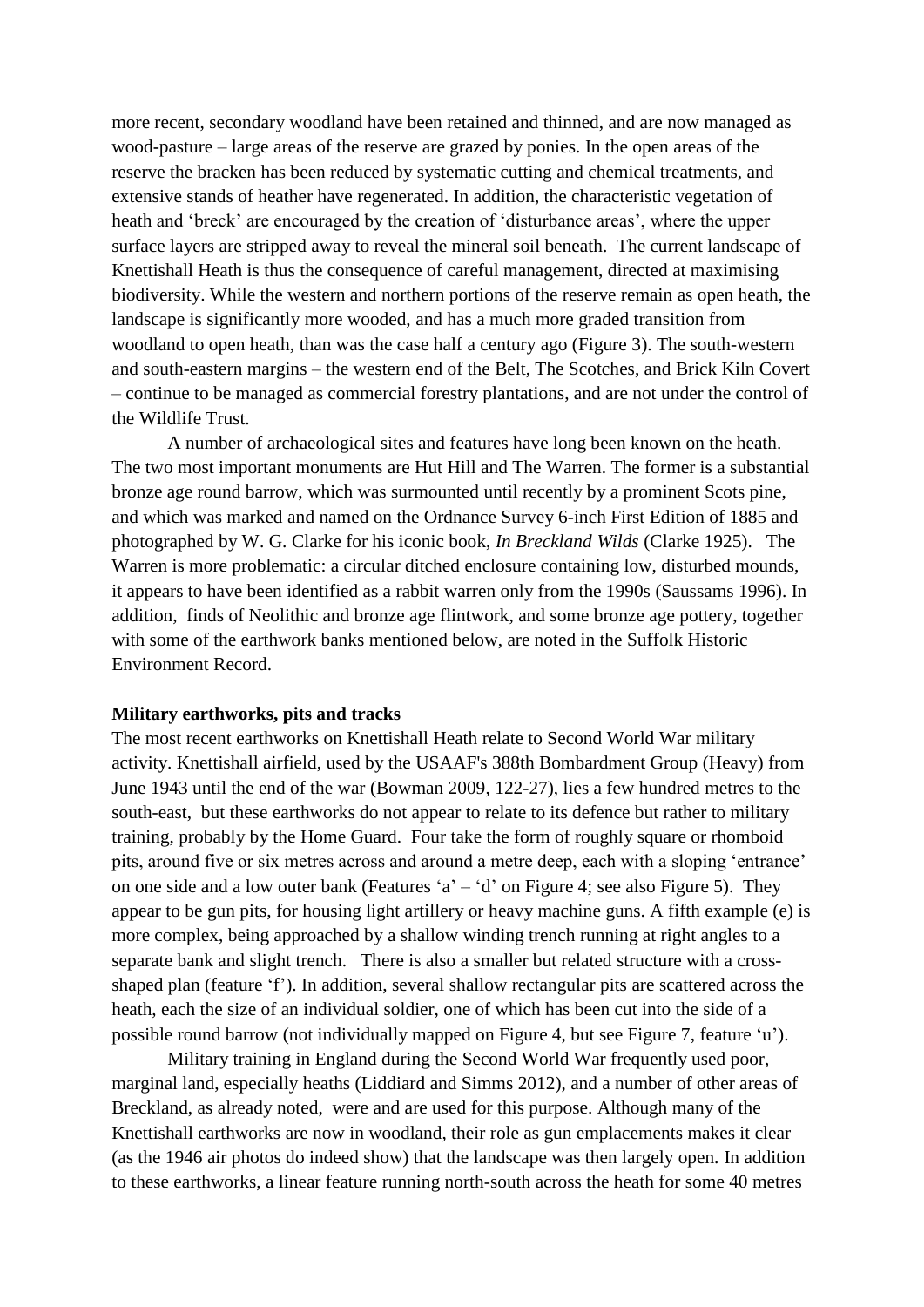more recent, secondary woodland have been retained and thinned, and are now managed as wood-pasture – large areas of the reserve are grazed by ponies. In the open areas of the reserve the bracken has been reduced by systematic cutting and chemical treatments, and extensive stands of heather have regenerated. In addition, the characteristic vegetation of heath and 'breck' are encouraged by the creation of 'disturbance areas', where the upper surface layers are stripped away to reveal the mineral soil beneath. The current landscape of Knettishall Heath is thus the consequence of careful management, directed at maximising biodiversity. While the western and northern portions of the reserve remain as open heath, the landscape is significantly more wooded, and has a much more graded transition from woodland to open heath, than was the case half a century ago (Figure 3). The south-western and south-eastern margins – the western end of the Belt, The Scotches, and Brick Kiln Covert – continue to be managed as commercial forestry plantations, and are not under the control of the Wildlife Trust.

A number of archaeological sites and features have long been known on the heath. The two most important monuments are Hut Hill and The Warren. The former is a substantial bronze age round barrow, which was surmounted until recently by a prominent Scots pine, and which was marked and named on the Ordnance Survey 6-inch First Edition of 1885 and photographed by W. G. Clarke for his iconic book, *In Breckland Wilds* (Clarke 1925). The Warren is more problematic: a circular ditched enclosure containing low, disturbed mounds, it appears to have been identified as a rabbit warren only from the 1990s (Saussams 1996). In addition, finds of Neolithic and bronze age flintwork, and some bronze age pottery, together with some of the earthwork banks mentioned below, are noted in the Suffolk Historic Environment Record.

**Military earthworks, pits and tracks**

The most recent earthworks on Knettishall Heath relate to Second World War military activity. Knettishall airfield, used by the USAAF's 388th Bombardment Group (Heavy) from June 1943 until the end of the war (Bowman 2009, 122-27), lies a few hundred metres to the south-east, but these earthworks do not appear to relate to its defence but rather to military training, probably by the Home Guard. Four take the form of roughly square or rhomboid pits, around five or six metres across and around a metre deep, each with a sloping 'entrance' on one side and a low outer bank (Features 'a' – 'd' on Figure 4; see also Figure 5). They appear to be gun pits, for housing light artillery or heavy machine guns. A fifth example (e) is more complex, being approached by a shallow winding trench running at right angles to a separate bank and slight trench. There is also a smaller but related structure with a cross-shaped plan (feature 'f'). In addition, several shallow rectangular pits are scattered across the heath, each the size of an individual soldier, one of which has been cut into the side of a possible round barrow (not individually mapped on Figure 4, but see Figure 7, feature 'u').

Military training in England during the Second World War frequently used poor, marginal land, especially heaths (Liddiard and Simms 2012), and a number of other areas of Breckland, as already noted, were and are used for this purpose. Although many of the Knettishall earthworks are now in woodland, their role as gun emplacements makes it clear (as the 1946 air photos do indeed show) that the landscape was then largely open. In addition to these earthworks, a linear feature running north-south across the heath for some 40 metres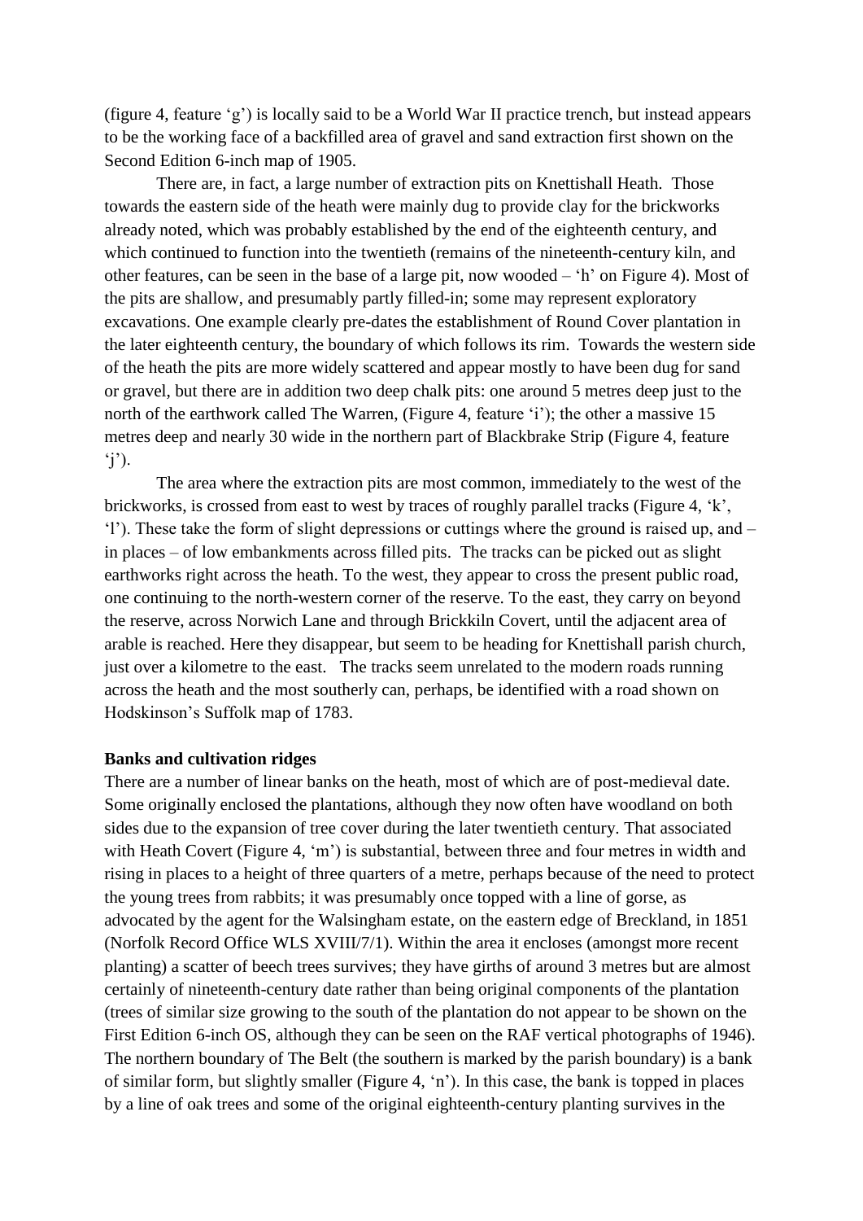(figure 4, feature 'g') is locally said to be a World War II practice trench, but instead appears to be the working face of a backfilled area of gravel and sand extraction first shown on the Second Edition 6-inch map of 1905.

There are, in fact, a large number of extraction pits on Knettishall Heath. Those towards the eastern side of the heath were mainly dug to provide clay for the brickworks already noted, which was probably established by the end of the eighteenth century, and which continued to function into the twentieth (remains of the nineteenth-century kiln, and other features, can be seen in the base of a large pit, now wooded – 'h' on Figure 4). Most of the pits are shallow, and presumably partly filled-in; some may represent exploratory excavations. One example clearly pre-dates the establishment of Round Cover plantation in the later eighteenth century, the boundary of which follows its rim. Towards the western side of the heath the pits are more widely scattered and appear mostly to have been dug for sand or gravel, but there are in addition two deep chalk pits: one around 5 metres deep just to the north of the earthwork called The Warren, (Figure 4, feature 'i'); the other a massive 15 metres deep and nearly 30 wide in the northern part of Blackbrake Strip (Figure 4, feature 'j').

The area where the extraction pits are most common, immediately to the west of the brickworks, is crossed from east to west by traces of roughly parallel tracks (Figure 4, 'k', 'l'). These take the form of slight depressions or cuttings where the ground is raised up, and – in places – of low embankments across filled pits. The tracks can be picked out as slight earthworks right across the heath. To the west, they appear to cross the present public road, one continuing to the north-western corner of the reserve. To the east, they carry on beyond the reserve, across Norwich Lane and through Brickkiln Covert, until the adjacent area of arable is reached. Here they disappear, but seem to be heading for Knettishall parish church, just over a kilometre to the east. The tracks seem unrelated to the modern roads running across the heath and the most southerly can, perhaps, be identified with a road shown on Hodskinson's Suffolk map of 1783.

**Banks and cultivation ridges**

There are a number of linear banks on the heath, most of which are of post-medieval date. Some originally enclosed the plantations, although they now often have woodland on both sides due to the expansion of tree cover during the later twentieth century. That associated with Heath Covert (Figure 4, 'm') is substantial, between three and four metres in width and rising in places to a height of three quarters of a metre, perhaps because of the need to protect the young trees from rabbits; it was presumably once topped with a line of gorse, as advocated by the agent for the Walsingham estate, on the eastern edge of Breckland, in 1851 (Norfolk Record Office WLS XVIII/7/1). Within the area it encloses (amongst more recent planting) a scatter of beech trees survives; they have girths of around 3 metres but are almost certainly of nineteenth-century date rather than being original components of the plantation (trees of similar size growing to the south of the plantation do not appear to be shown on the First Edition 6-inch OS, although they can be seen on the RAF vertical photographs of 1946). The northern boundary of The Belt (the southern is marked by the parish boundary) is a bank of similar form, but slightly smaller (Figure 4, 'n'). In this case, the bank is topped in places by a line of oak trees and some of the original eighteenth-century planting survives in the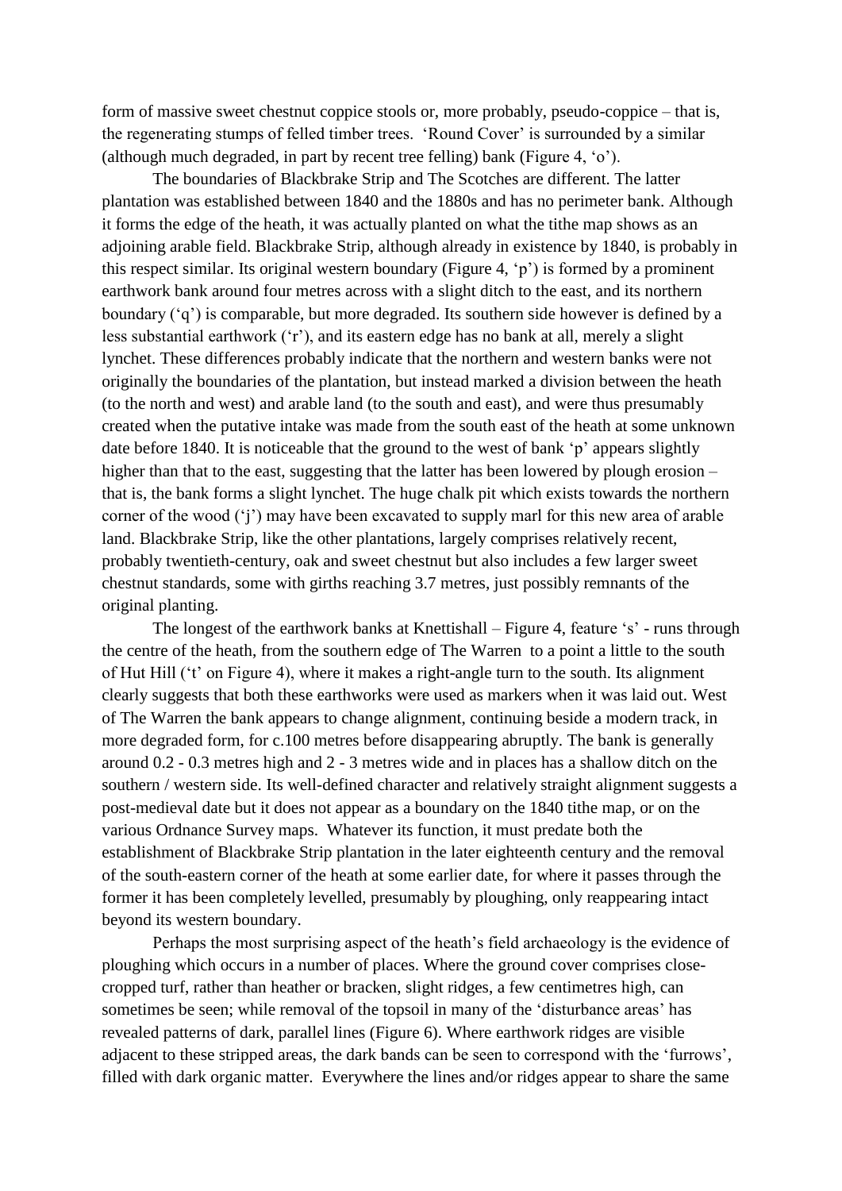form of massive sweet chestnut coppice stools or, more probably, pseudo-coppice – that is, the regenerating stumps of felled timber trees. 'Round Cover' is surrounded by a similar (although much degraded, in part by recent tree felling) bank (Figure 4, 'o').

The boundaries of Blackbrake Strip and The Scotches are different. The latter plantation was established between 1840 and the 1880s and has no perimeter bank. Although it forms the edge of the heath, it was actually planted on what the tithe map shows as an adjoining arable field. Blackbrake Strip, although already in existence by 1840, is probably in this respect similar. Its original western boundary (Figure 4, 'p') is formed by a prominent earthwork bank around four metres across with a slight ditch to the east, and its northern boundary ('q') is comparable, but more degraded. Its southern side however is defined by a less substantial earthwork ('r'), and its eastern edge has no bank at all, merely a slight lynchet. These differences probably indicate that the northern and western banks were not originally the boundaries of the plantation, but instead marked a division between the heath (to the north and west) and arable land (to the south and east), and were thus presumably created when the putative intake was made from the south east of the heath at some unknown date before 1840. It is noticeable that the ground to the west of bank 'p' appears slightly higher than that to the east, suggesting that the latter has been lowered by plough erosion – that is, the bank forms a slight lynchet. The huge chalk pit which exists towards the northern corner of the wood ('j') may have been excavated to supply marl for this new area of arable land. Blackbrake Strip, like the other plantations, largely comprises relatively recent, probably twentieth-century, oak and sweet chestnut but also includes a few larger sweet chestnut standards, some with girths reaching 3.7 metres, just possibly remnants of the original planting.

The longest of the earthwork banks at Knettishall – Figure 4, feature 's' - runs through the centre of the heath, from the southern edge of The Warren to a point a little to the south of Hut Hill ('t' on Figure 4), where it makes a right-angle turn to the south. Its alignment clearly suggests that both these earthworks were used as markers when it was laid out. West of The Warren the bank appears to change alignment, continuing beside a modern track, in more degraded form, for c.100 metres before disappearing abruptly. The bank is generally around 0.2 - 0.3 metres high and 2 - 3 metres wide and in places has a shallow ditch on the southern / western side. Its well-defined character and relatively straight alignment suggests a post-medieval date but it does not appear as a boundary on the 1840 tithe map, or on the various Ordnance Survey maps. Whatever its function, it must predate both the establishment of Blackbrake Strip plantation in the later eighteenth century and the removal of the south-eastern corner of the heath at some earlier date, for where it passes through the former it has been completely levelled, presumably by ploughing, only reappearing intact beyond its western boundary.

Perhaps the most surprising aspect of the heath's field archaeology is the evidence of ploughing which occurs in a number of places. Where the ground cover comprises close-cropped turf, rather than heather or bracken, slight ridges, a few centimetres high, can sometimes be seen; while removal of the topsoil in many of the 'disturbance areas' has revealed patterns of dark, parallel lines (Figure 6). Where earthwork ridges are visible adjacent to these stripped areas, the dark bands can be seen to correspond with the 'furrows', filled with dark organic matter. Everywhere the lines and/or ridges appear to share the same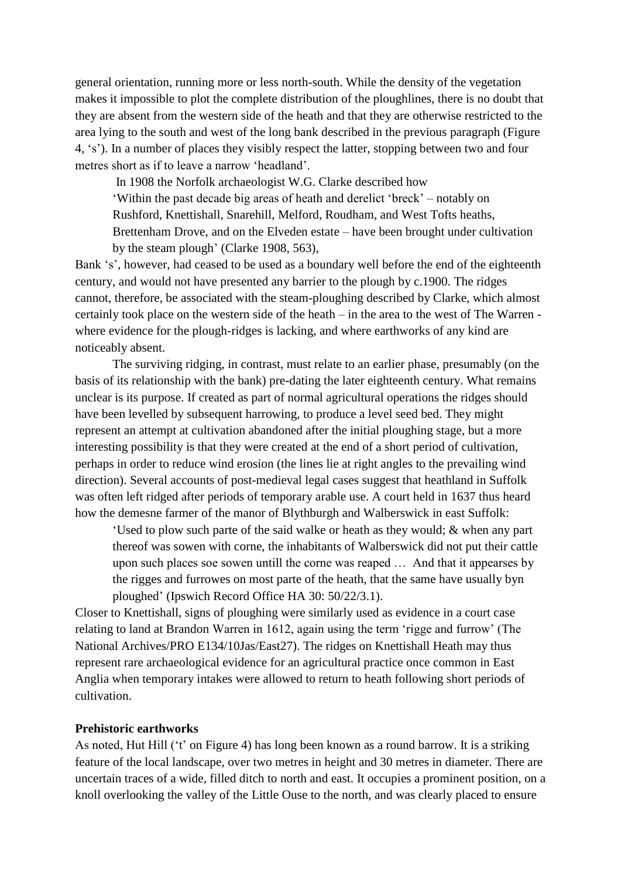general orientation, running more or less north-south. While the density of the vegetation makes it impossible to plot the complete distribution of the ploughlines, there is no doubt that they are absent from the western side of the heath and that they are otherwise restricted to the area lying to the south and west of the long bank described in the previous paragraph (Figure 4, 's'). In a number of places they visibly respect the latter, stopping between two and four metres short as if to leave a narrow 'headland'.

In 1908 the Norfolk archaeologist W.G. Clarke described how

> 'Within the past decade big areas of heath and derelict 'breck' – notably on Rushford, Knettishall, Snarehill, Melford, Roudham, and West Tofts heaths, Brettenham Drove, and on the Elveden estate – have been brought under cultivation by the steam plough' (Clarke 1908, 563),

Bank 's', however, had ceased to be used as a boundary well before the end of the eighteenth century, and would not have presented any barrier to the plough by c.1900. The ridges cannot, therefore, be associated with the steam-ploughing described by Clarke, which almost certainly took place on the western side of the heath – in the area to the west of The Warren - where evidence for the plough-ridges is lacking, and where earthworks of any kind are noticeably absent.

The surviving ridging, in contrast, must relate to an earlier phase, presumably (on the basis of its relationship with the bank) pre-dating the later eighteenth century. What remains unclear is its purpose. If created as part of normal agricultural operations the ridges should have been levelled by subsequent harrowing, to produce a level seed bed. They might represent an attempt at cultivation abandoned after the initial ploughing stage, but a more interesting possibility is that they were created at the end of a short period of cultivation, perhaps in order to reduce wind erosion (the lines lie at right angles to the prevailing wind direction). Several accounts of post-medieval legal cases suggest that heathland in Suffolk was often left ridged after periods of temporary arable use. A court held in 1637 thus heard how the demesne farmer of the manor of Blythburgh and Walberswick in east Suffolk:

> 'Used to plow such parte of the said walke or heath as they would; & when any part thereof was sowen with corne, the inhabitants of Walberswick did not put their cattle upon such places soe sowen untill the corne was reaped … And that it appearses by the rigges and furrowes on most parte of the heath, that the same have usually byn ploughed' (Ipswich Record Office HA 30: 50/22/3.1).

Closer to Knettishall, signs of ploughing were similarly used as evidence in a court case relating to land at Brandon Warren in 1612, again using the term 'rigge and furrow' (The National Archives/PRO E134/10Jas/East27). The ridges on Knettishall Heath may thus represent rare archaeological evidence for an agricultural practice once common in East Anglia when temporary intakes were allowed to return to heath following short periods of cultivation.

**Prehistoric earthworks**

As noted, Hut Hill ('t' on Figure 4) has long been known as a round barrow. It is a striking feature of the local landscape, over two metres in height and 30 metres in diameter. There are uncertain traces of a wide, filled ditch to north and east. It occupies a prominent position, on a knoll overlooking the valley of the Little Ouse to the north, and was clearly placed to ensure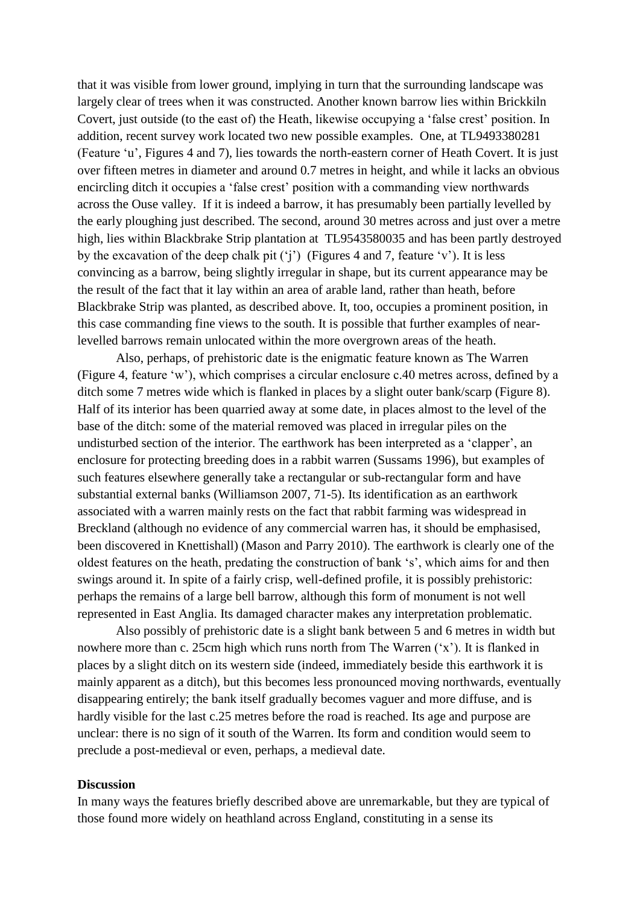that it was visible from lower ground, implying in turn that the surrounding landscape was largely clear of trees when it was constructed. Another known barrow lies within Brickkiln Covert, just outside (to the east of) the Heath, likewise occupying a 'false crest' position. In addition, recent survey work located two new possible examples. One, at TL9493380281 (Feature 'u', Figures 4 and 7), lies towards the north-eastern corner of Heath Covert. It is just over fifteen metres in diameter and around 0.7 metres in height, and while it lacks an obvious encircling ditch it occupies a 'false crest' position with a commanding view northwards across the Ouse valley. If it is indeed a barrow, it has presumably been partially levelled by the early ploughing just described. The second, around 30 metres across and just over a metre high, lies within Blackbrake Strip plantation at TL9543580035 and has been partly destroyed by the excavation of the deep chalk pit ('j') (Figures 4 and 7, feature 'v'). It is less convincing as a barrow, being slightly irregular in shape, but its current appearance may be the result of the fact that it lay within an area of arable land, rather than heath, before Blackbrake Strip was planted, as described above. It, too, occupies a prominent position, in this case commanding fine views to the south. It is possible that further examples of near-levelled barrows remain unlocated within the more overgrown areas of the heath.

Also, perhaps, of prehistoric date is the enigmatic feature known as The Warren (Figure 4, feature 'w'), which comprises a circular enclosure c.40 metres across, defined by a ditch some 7 metres wide which is flanked in places by a slight outer bank/scarp (Figure 8). Half of its interior has been quarried away at some date, in places almost to the level of the base of the ditch: some of the material removed was placed in irregular piles on the undisturbed section of the interior. The earthwork has been interpreted as a 'clapper', an enclosure for protecting breeding does in a rabbit warren (Sussams 1996), but examples of such features elsewhere generally take a rectangular or sub-rectangular form and have substantial external banks (Williamson 2007, 71-5). Its identification as an earthwork associated with a warren mainly rests on the fact that rabbit farming was widespread in Breckland (although no evidence of any commercial warren has, it should be emphasised, been discovered in Knettishall) (Mason and Parry 2010). The earthwork is clearly one of the oldest features on the heath, predating the construction of bank 's', which aims for and then swings around it. In spite of a fairly crisp, well-defined profile, it is possibly prehistoric: perhaps the remains of a large bell barrow, although this form of monument is not well represented in East Anglia. Its damaged character makes any interpretation problematic.

Also possibly of prehistoric date is a slight bank between 5 and 6 metres in width but nowhere more than c. 25cm high which runs north from The Warren ('x'). It is flanked in places by a slight ditch on its western side (indeed, immediately beside this earthwork it is mainly apparent as a ditch), but this becomes less pronounced moving northwards, eventually disappearing entirely; the bank itself gradually becomes vaguer and more diffuse, and is hardly visible for the last c.25 metres before the road is reached. Its age and purpose are unclear: there is no sign of it south of the Warren. Its form and condition would seem to preclude a post-medieval or even, perhaps, a medieval date.

**Discussion**

In many ways the features briefly described above are unremarkable, but they are typical of those found more widely on heathland across England, constituting in a sense its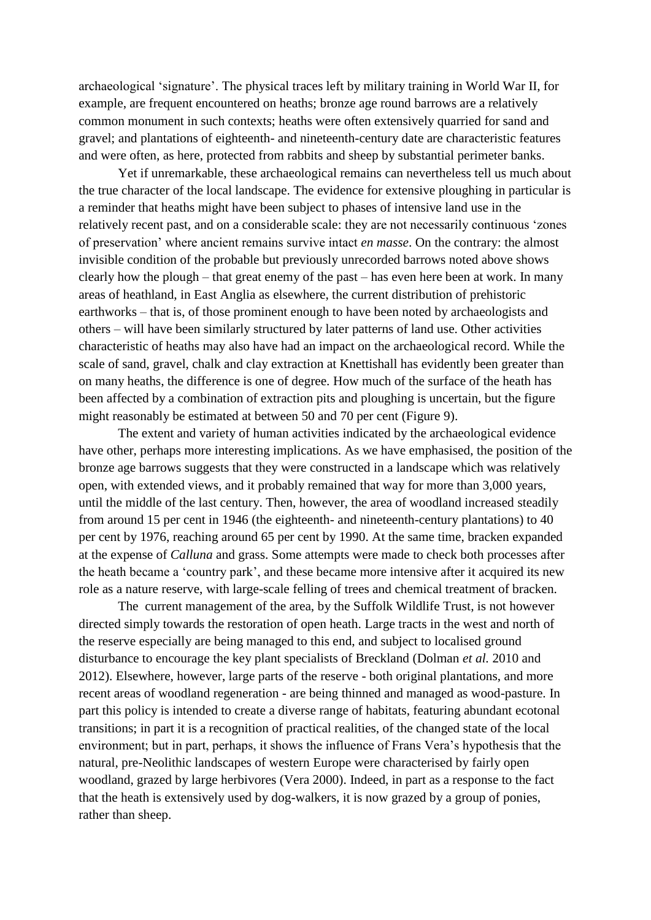archaeological ‘signature’. The physical traces left by military training in World War II, for example, are frequent encountered on heaths; bronze age round barrows are a relatively common monument in such contexts; heaths were often extensively quarried for sand and gravel; and plantations of eighteenth- and nineteenth-century date are characteristic features and were often, as here, protected from rabbits and sheep by substantial perimeter banks.

Yet if unremarkable, these archaeological remains can nevertheless tell us much about the true character of the local landscape. The evidence for extensive ploughing in particular is a reminder that heaths might have been subject to phases of intensive land use in the relatively recent past, and on a considerable scale: they are not necessarily continuous ‘zones of preservation’ where ancient remains survive intact *en masse*. On the contrary: the almost invisible condition of the probable but previously unrecorded barrows noted above shows clearly how the plough – that great enemy of the past – has even here been at work. In many areas of heathland, in East Anglia as elsewhere, the current distribution of prehistoric earthworks – that is, of those prominent enough to have been noted by archaeologists and others – will have been similarly structured by later patterns of land use. Other activities characteristic of heaths may also have had an impact on the archaeological record. While the scale of sand, gravel, chalk and clay extraction at Knettishall has evidently been greater than on many heaths, the difference is one of degree. How much of the surface of the heath has been affected by a combination of extraction pits and ploughing is uncertain, but the figure might reasonably be estimated at between 50 and 70 per cent (Figure 9).

The extent and variety of human activities indicated by the archaeological evidence have other, perhaps more interesting implications. As we have emphasised, the position of the bronze age barrows suggests that they were constructed in a landscape which was relatively open, with extended views, and it probably remained that way for more than 3,000 years, until the middle of the last century. Then, however, the area of woodland increased steadily from around 15 per cent in 1946 (the eighteenth- and nineteenth-century plantations) to 40 per cent by 1976, reaching around 65 per cent by 1990. At the same time, bracken expanded at the expense of *Calluna* and grass. Some attempts were made to check both processes after the heath became a ‘country park’, and these became more intensive after it acquired its new role as a nature reserve, with large-scale felling of trees and chemical treatment of bracken.

The current management of the area, by the Suffolk Wildlife Trust, is not however directed simply towards the restoration of open heath. Large tracts in the west and north of the reserve especially are being managed to this end, and subject to localised ground disturbance to encourage the key plant specialists of Breckland (Dolman *et al.* 2010 and 2012). Elsewhere, however, large parts of the reserve - both original plantations, and more recent areas of woodland regeneration - are being thinned and managed as wood-pasture. In part this policy is intended to create a diverse range of habitats, featuring abundant ecotonal transitions; in part it is a recognition of practical realities, of the changed state of the local environment; but in part, perhaps, it shows the influence of Frans Vera’s hypothesis that the natural, pre-Neolithic landscapes of western Europe were characterised by fairly open woodland, grazed by large herbivores (Vera 2000). Indeed, in part as a response to the fact that the heath is extensively used by dog-walkers, it is now grazed by a group of ponies, rather than sheep.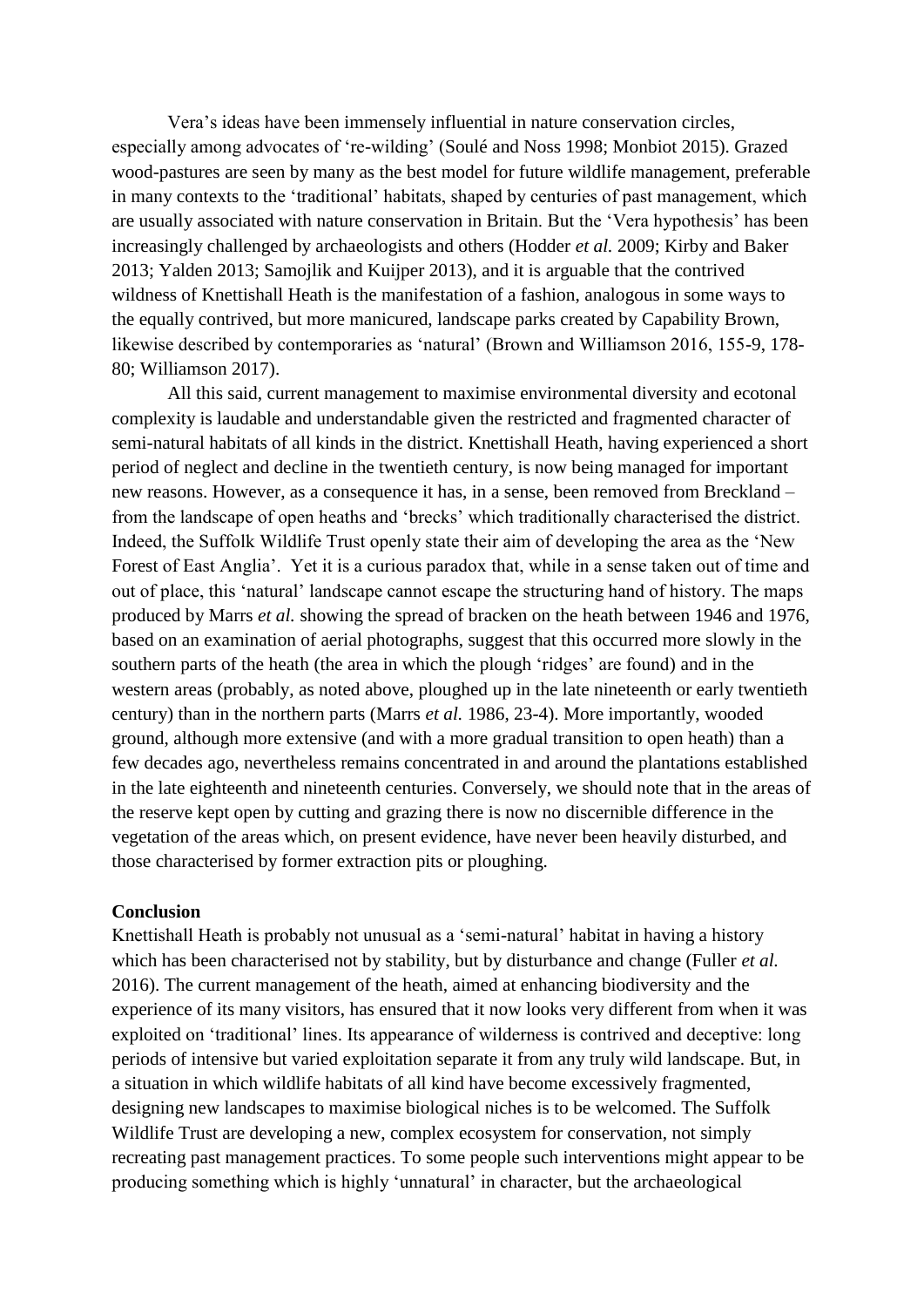Vera's ideas have been immensely influential in nature conservation circles, especially among advocates of 're-wilding' (Soulé and Noss 1998; Monbiot 2015). Grazed wood-pastures are seen by many as the best model for future wildlife management, preferable in many contexts to the 'traditional' habitats, shaped by centuries of past management, which are usually associated with nature conservation in Britain. But the 'Vera hypothesis' has been increasingly challenged by archaeologists and others (Hodder *et al.* 2009; Kirby and Baker 2013; Yalden 2013; Samojlik and Kuijper 2013), and it is arguable that the contrived wildness of Knettishall Heath is the manifestation of a fashion, analogous in some ways to the equally contrived, but more manicured, landscape parks created by Capability Brown, likewise described by contemporaries as 'natural' (Brown and Williamson 2016, 155-9, 178-80; Williamson 2017).

All this said, current management to maximise environmental diversity and ecotonal complexity is laudable and understandable given the restricted and fragmented character of semi-natural habitats of all kinds in the district. Knettishall Heath, having experienced a short period of neglect and decline in the twentieth century, is now being managed for important new reasons. However, as a consequence it has, in a sense, been removed from Breckland – from the landscape of open heaths and 'brecks' which traditionally characterised the district. Indeed, the Suffolk Wildlife Trust openly state their aim of developing the area as the 'New Forest of East Anglia'. Yet it is a curious paradox that, while in a sense taken out of time and out of place, this 'natural' landscape cannot escape the structuring hand of history. The maps produced by Marrs *et al.* showing the spread of bracken on the heath between 1946 and 1976, based on an examination of aerial photographs, suggest that this occurred more slowly in the southern parts of the heath (the area in which the plough 'ridges' are found) and in the western areas (probably, as noted above, ploughed up in the late nineteenth or early twentieth century) than in the northern parts (Marrs *et al.* 1986, 23-4). More importantly, wooded ground, although more extensive (and with a more gradual transition to open heath) than a few decades ago, nevertheless remains concentrated in and around the plantations established in the late eighteenth and nineteenth centuries. Conversely, we should note that in the areas of the reserve kept open by cutting and grazing there is now no discernible difference in the vegetation of the areas which, on present evidence, have never been heavily disturbed, and those characterised by former extraction pits or ploughing.

**Conclusion**

Knettishall Heath is probably not unusual as a 'semi-natural' habitat in having a history which has been characterised not by stability, but by disturbance and change (Fuller *et al.* 2016). The current management of the heath, aimed at enhancing biodiversity and the experience of its many visitors, has ensured that it now looks very different from when it was exploited on 'traditional' lines. Its appearance of wilderness is contrived and deceptive: long periods of intensive but varied exploitation separate it from any truly wild landscape. But, in a situation in which wildlife habitats of all kind have become excessively fragmented, designing new landscapes to maximise biological niches is to be welcomed. The Suffolk Wildlife Trust are developing a new, complex ecosystem for conservation, not simply recreating past management practices. To some people such interventions might appear to be producing something which is highly 'unnatural' in character, but the archaeological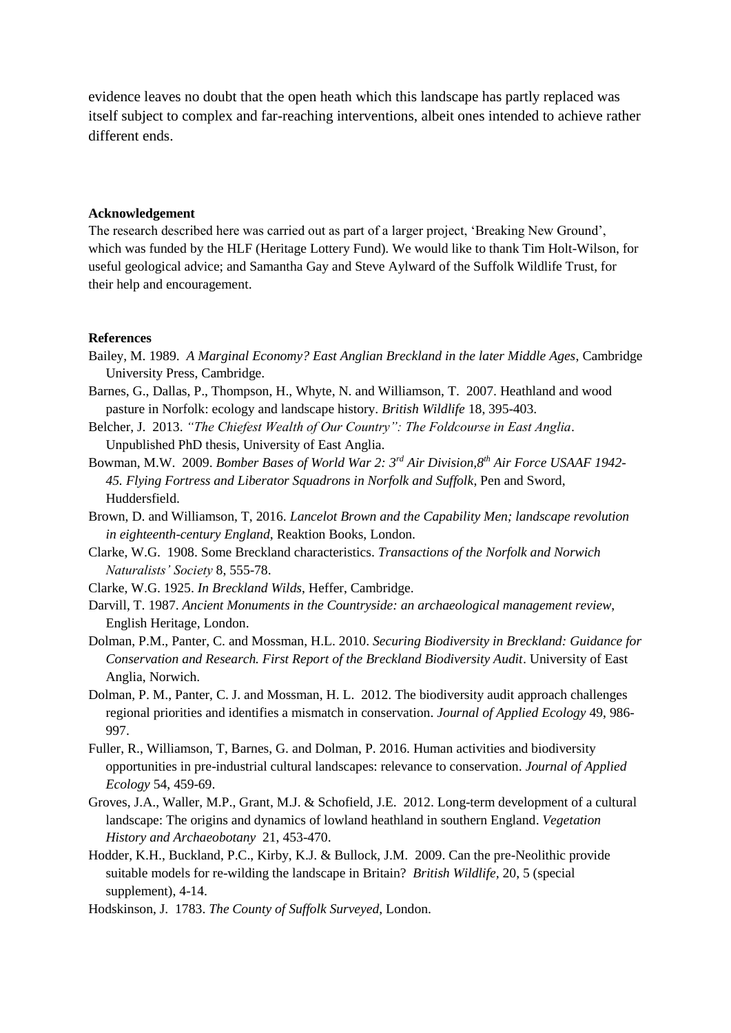evidence leaves no doubt that the open heath which this landscape has partly replaced was itself subject to complex and far-reaching interventions, albeit ones intended to achieve rather different ends.

**Acknowledgement**

The research described here was carried out as part of a larger project, 'Breaking New Ground', which was funded by the HLF (Heritage Lottery Fund). We would like to thank Tim Holt-Wilson, for useful geological advice; and Samantha Gay and Steve Aylward of the Suffolk Wildlife Trust, for their help and encouragement.

**References**

Bailey, M. 1989. *A Marginal Economy? East Anglian Breckland in the later Middle Ages*, Cambridge University Press, Cambridge.

Barnes, G., Dallas, P., Thompson, H., Whyte, N. and Williamson, T. 2007. Heathland and wood pasture in Norfolk: ecology and landscape history. *British Wildlife* 18, 395-403.

Belcher, J. 2013. *"The Chiefest Wealth of Our Country": The Foldcourse in East Anglia*. Unpublished PhD thesis, University of East Anglia.

Bowman, M.W. 2009. *Bomber Bases of World War 2: 3rd Air Division,8th Air Force USAAF 1942-45. Flying Fortress and Liberator Squadrons in Norfolk and Suffolk*, Pen and Sword, Huddersfield.

Brown, D. and Williamson, T, 2016. *Lancelot Brown and the Capability Men; landscape revolution in eighteenth-century England*, Reaktion Books, London.

Clarke, W.G. 1908. Some Breckland characteristics. *Transactions of the Norfolk and Norwich Naturalists' Society* 8, 555-78.

Clarke, W.G. 1925. *In Breckland Wilds*, Heffer, Cambridge.

Darvill, T. 1987. *Ancient Monuments in the Countryside: an archaeological management review*, English Heritage, London.

Dolman, P.M., Panter, C. and Mossman, H.L. 2010. *Securing Biodiversity in Breckland: Guidance for Conservation and Research. First Report of the Breckland Biodiversity Audit*. University of East Anglia, Norwich.

Dolman, P. M., Panter, C. J. and Mossman, H. L. 2012. The biodiversity audit approach challenges regional priorities and identifies a mismatch in conservation. *Journal of Applied Ecology* 49, 986-997.

Fuller, R., Williamson, T, Barnes, G. and Dolman, P. 2016. Human activities and biodiversity opportunities in pre-industrial cultural landscapes: relevance to conservation. *Journal of Applied Ecology* 54, 459-69.

Groves, J.A., Waller, M.P., Grant, M.J. & Schofield, J.E. 2012. Long-term development of a cultural landscape: The origins and dynamics of lowland heathland in southern England. *Vegetation History and Archaeobotany* 21, 453-470.

Hodder, K.H., Buckland, P.C., Kirby, K.J. & Bullock, J.M. 2009. Can the pre-Neolithic provide suitable models for re-wilding the landscape in Britain? *British Wildlife*, 20, 5 (special supplement), 4-14.

Hodskinson, J. 1783. *The County of Suffolk Surveyed*, London.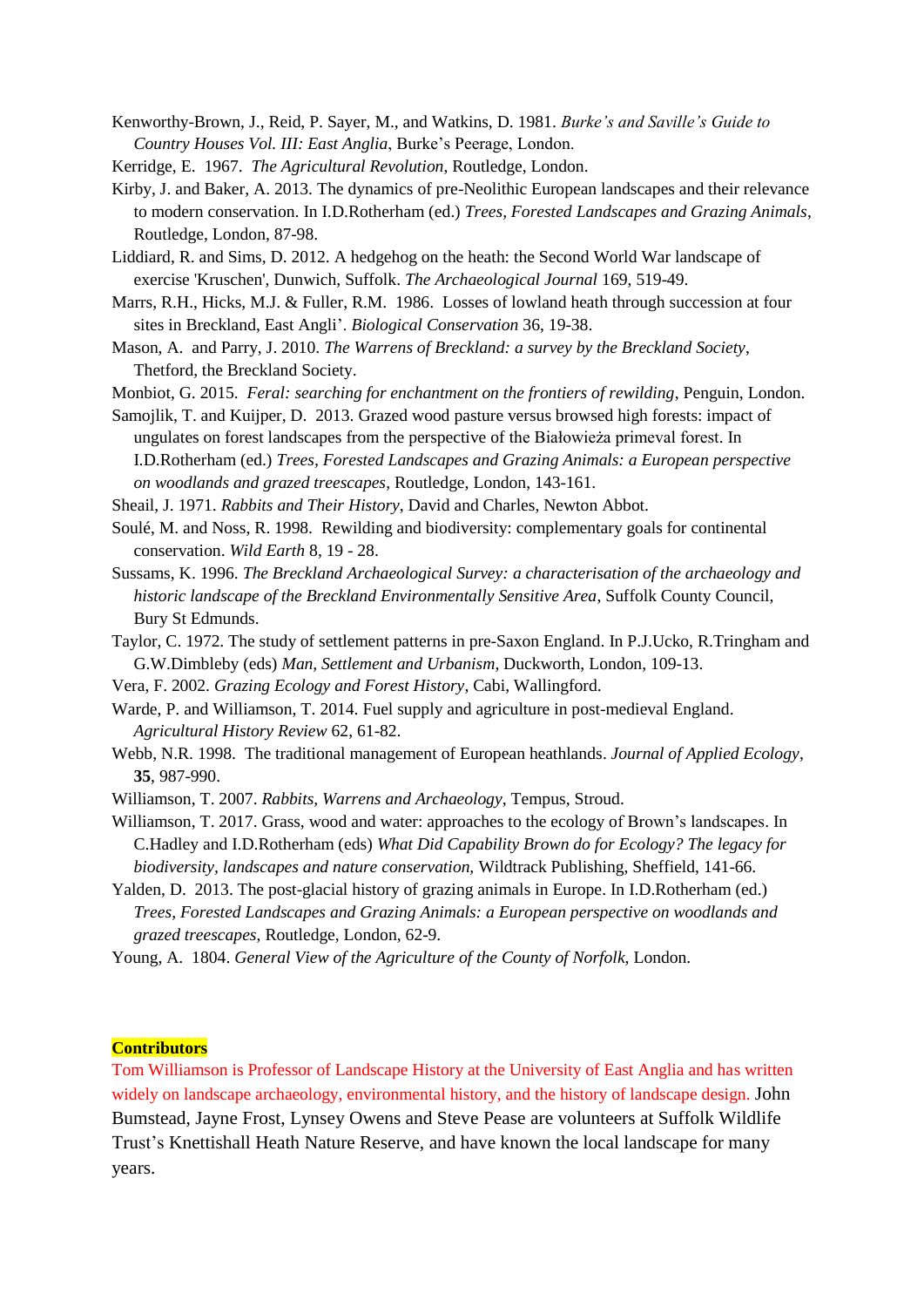Kenworthy-Brown, J., Reid, P. Sayer, M., and Watkins, D. 1981. *Burke's and Saville's Guide to Country Houses Vol. III: East Anglia*, Burke's Peerage, London.

Kerridge, E. 1967. *The Agricultural Revolution*, Routledge, London.

Kirby, J. and Baker, A. 2013. The dynamics of pre-Neolithic European landscapes and their relevance to modern conservation. In I.D.Rotherham (ed.) *Trees, Forested Landscapes and Grazing Animals*, Routledge, London, 87-98.

Liddiard, R. and Sims, D. 2012. A hedgehog on the heath: the Second World War landscape of exercise 'Kruschen', Dunwich, Suffolk. *The Archaeological Journal* 169, 519-49.

Marrs, R.H., Hicks, M.J. & Fuller, R.M. 1986. Losses of lowland heath through succession at four sites in Breckland, East Angli'. *Biological Conservation* 36, 19-38.

Mason, A. and Parry, J. 2010. *The Warrens of Breckland: a survey by the Breckland Society*, Thetford, the Breckland Society.

Monbiot, G. 2015. *Feral: searching for enchantment on the frontiers of rewilding*, Penguin, London.

Samojlik, T. and Kuijper, D. 2013. Grazed wood pasture versus browsed high forests: impact of ungulates on forest landscapes from the perspective of the Białowieża primeval forest. In I.D.Rotherham (ed.) *Trees, Forested Landscapes and Grazing Animals: a European perspective on woodlands and grazed treescapes*, Routledge, London, 143-161.

Sheail, J. 1971. *Rabbits and Their History*, David and Charles, Newton Abbot.

Soulé, M. and Noss, R. 1998. Rewilding and biodiversity: complementary goals for continental conservation. *Wild Earth* 8, 19 - 28.

Sussams, K. 1996. *The Breckland Archaeological Survey: a characterisation of the archaeology and historic landscape of the Breckland Environmentally Sensitive Area*, Suffolk County Council, Bury St Edmunds.

Taylor, C. 1972. The study of settlement patterns in pre-Saxon England. In P.J.Ucko, R.Tringham and G.W.Dimbleby (eds) *Man, Settlement and Urbanism*, Duckworth, London, 109-13.

Vera, F. 2002. *Grazing Ecology and Forest History*, Cabi, Wallingford.

Warde, P. and Williamson, T. 2014. Fuel supply and agriculture in post-medieval England. *Agricultural History Review* 62, 61-82.

Webb, N.R. 1998. The traditional management of European heathlands. *Journal of Applied Ecology*, **35**, 987-990.

Williamson, T. 2007. *Rabbits, Warrens and Archaeology*, Tempus, Stroud.

Williamson, T. 2017. Grass, wood and water: approaches to the ecology of Brown's landscapes. In C.Hadley and I.D.Rotherham (eds) *What Did Capability Brown do for Ecology? The legacy for biodiversity, landscapes and nature conservation,* Wildtrack Publishing, Sheffield, 141-66.

Yalden, D. 2013. The post-glacial history of grazing animals in Europe. In I.D.Rotherham (ed.) *Trees, Forested Landscapes and Grazing Animals: a European perspective on woodlands and grazed treescapes*, Routledge, London, 62-9.

Young, A. 1804. *General View of the Agriculture of the County of Norfolk*, London.

**Contributors**

Tom Williamson is Professor of Landscape History at the University of East Anglia and has written widely on landscape archaeology, environmental history, and the history of landscape design. John Bumstead, Jayne Frost, Lynsey Owens and Steve Pease are volunteers at Suffolk Wildlife Trust's Knettishall Heath Nature Reserve, and have known the local landscape for many years.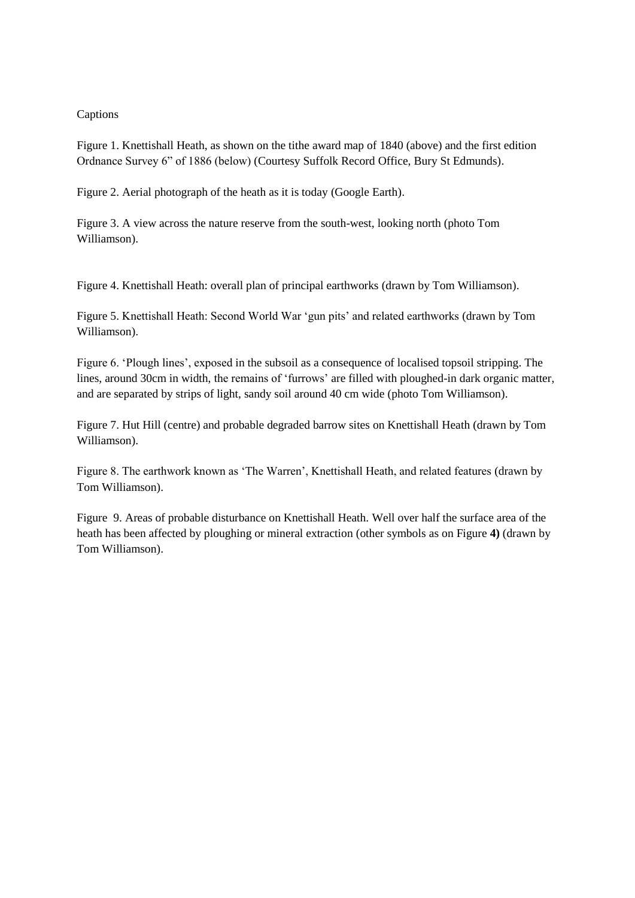Captions

Figure 1. Knettishall Heath, as shown on the tithe award map of 1840 (above) and the first edition Ordnance Survey 6" of 1886 (below) (Courtesy Suffolk Record Office, Bury St Edmunds).

Figure 2. Aerial photograph of the heath as it is today (Google Earth).

Figure 3. A view across the nature reserve from the south-west, looking north (photo Tom Williamson).

Figure 4. Knettishall Heath: overall plan of principal earthworks (drawn by Tom Williamson).

Figure 5. Knettishall Heath: Second World War 'gun pits' and related earthworks (drawn by Tom Williamson).

Figure 6. 'Plough lines', exposed in the subsoil as a consequence of localised topsoil stripping. The lines, around 30cm in width, the remains of 'furrows' are filled with ploughed-in dark organic matter, and are separated by strips of light, sandy soil around 40 cm wide (photo Tom Williamson).

Figure 7. Hut Hill (centre) and probable degraded barrow sites on Knettishall Heath (drawn by Tom Williamson).

Figure 8. The earthwork known as 'The Warren', Knettishall Heath, and related features (drawn by Tom Williamson).

Figure 9. Areas of probable disturbance on Knettishall Heath. Well over half the surface area of the heath has been affected by ploughing or mineral extraction (other symbols as on Figure **4)** (drawn by Tom Williamson).